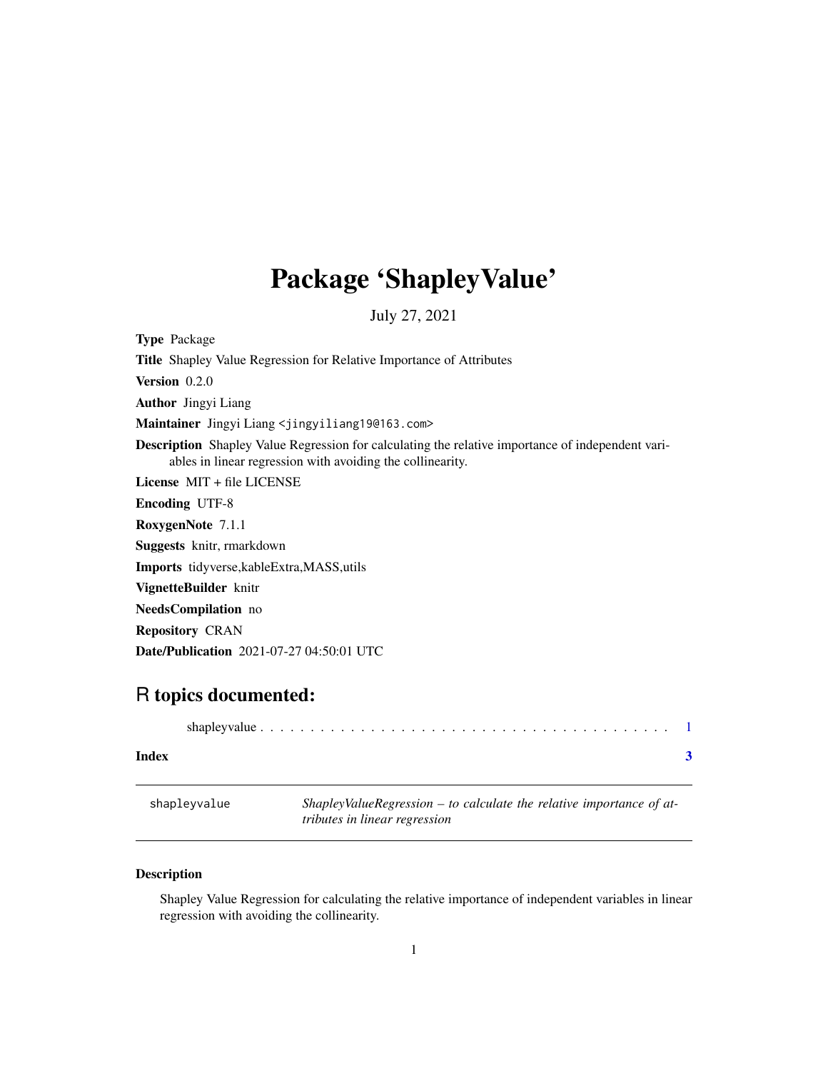# Package 'ShapleyValue'

July 27, 2021

**Type** Package

**Title** Shapley Value Regression for Relative Importance of Attributes

**Version** 0.2.0

**Author** Jingyi Liang

**Maintainer** Jingyi Liang <jingyiliang19@163.com>

**Description** Shapley Value Regression for calculating the relative importance of independent variables in linear regression with avoiding the collinearity.

**License** MIT + file LICENSE

**Encoding** UTF-8

**RoxygenNote** 7.1.1

**Suggests** knitr, rmarkdown

**Imports** tidyverse,kableExtra,MASS,utils

**VignetteBuilder** knitr

**NeedsCompilation** no

**Repository** CRAN

**Date/Publication** 2021-07-27 04:50:01 UTC

## R topics documented:

shapleyvalue . . . . . . . . . . . . . . . . . . . . . . . . . . . . . . . . . . . . . . . . . 1

**Index** **3**

---

`shapleyvalue` *ShapleyValueRegression – to calculate the relative importance of attributes in linear regression*

---

### Description

Shapley Value Regression for calculating the relative importance of independent variables in linear regression with avoiding the collinearity.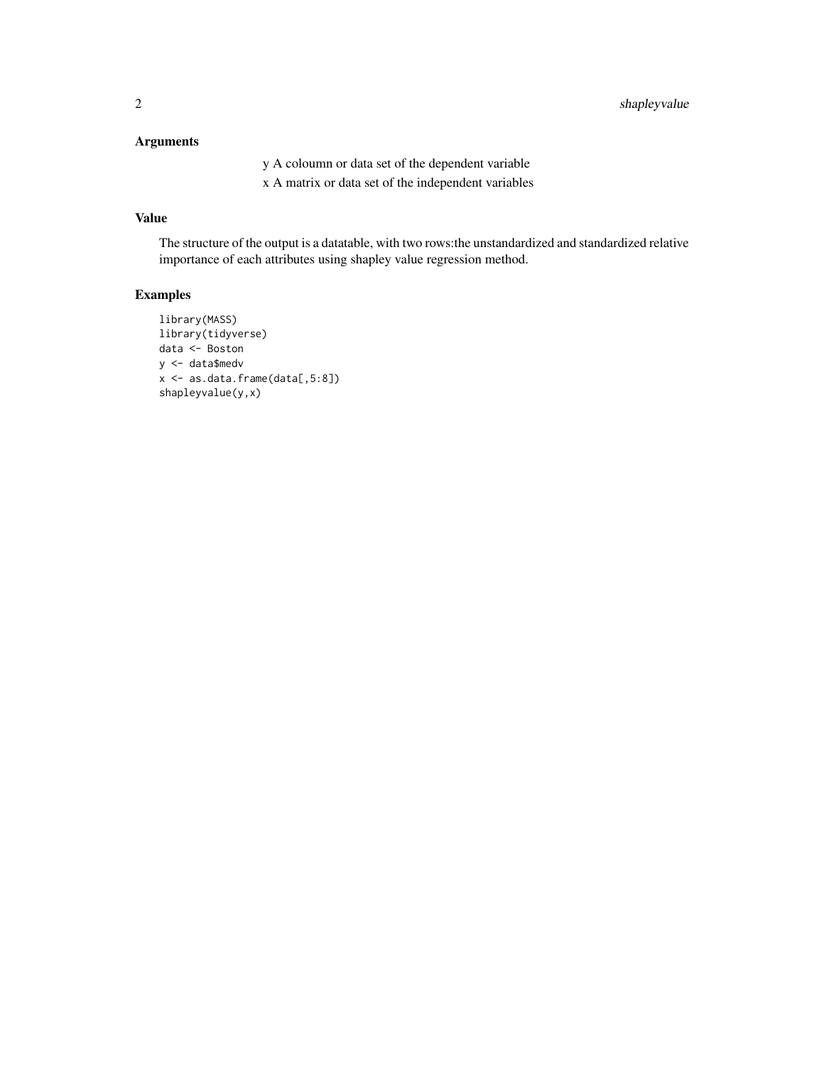## Arguments

y A coloumn or data set of the dependent variable

x A matrix or data set of the independent variables

## Value

The structure of the output is a datatable, with two rows:the unstandardized and standardized relative importance of each attributes using shapley value regression method.

## Examples

```
library(MASS)
library(tidyverse)
data <- Boston
y <- data$medv
x <- as.data.frame(data[,5:8])
shapleyvalue(y,x)
```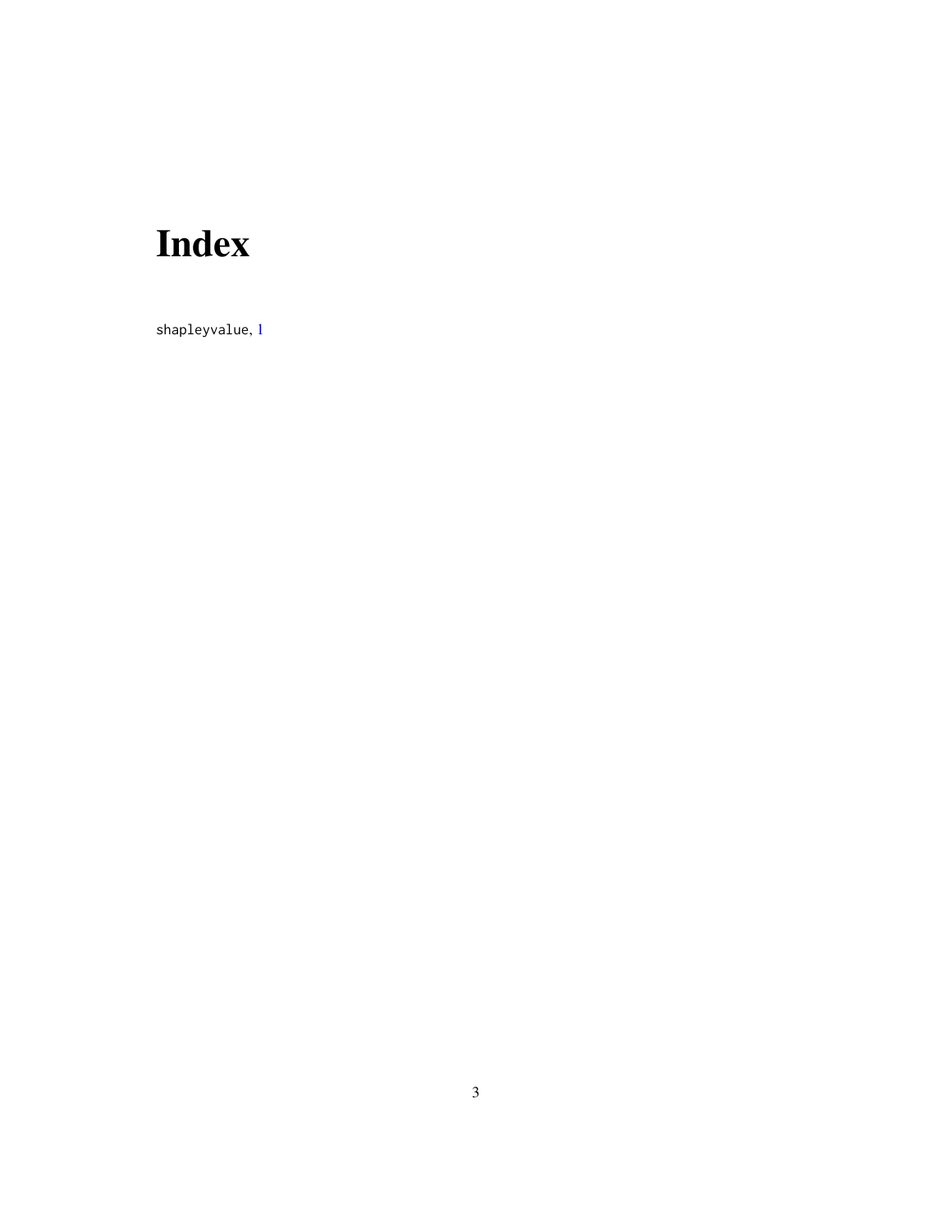# Index

shapleyvalue, 1